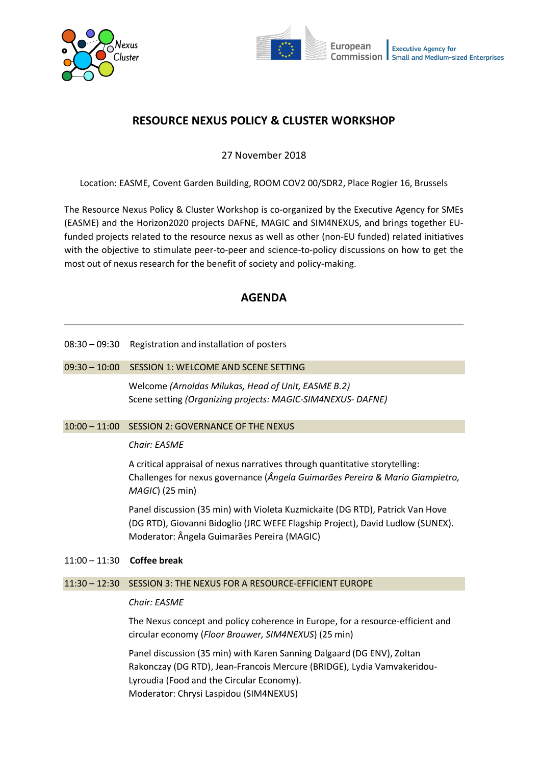# RESOURCE NEXUS POLICY & CLUSTER WORKSHOP

27 November 2018

Location: EASME, Covent Garden Building, ROOM COV2 00/SDR2, Place Rogier 16, Brussels

The Resource Nexus Policy & Cluster Workshop is co-organized by the Executive Agency for SMEs (EASME) and the Horizon2020 projects DAFNE, MAGIC and SIM4NEXUS, and brings together EU-funded projects related to the resource nexus as well as other (non-EU funded) related initiatives with the objective to stimulate peer-to-peer and science-to-policy discussions on how to get the most out of nexus research for the benefit of society and policy-making.

## AGENDA

---

08:30 – 09:30 Registration and installation of posters

**09:30 – 10:00 SESSION 1: WELCOME AND SCENE SETTING**

Welcome *(Arnoldas Milukas, Head of Unit, EASME B.2)*
Scene setting *(Organizing projects: MAGIC-SIM4NEXUS- DAFNE)*

**10:00 – 11:00 SESSION 2: GOVERNANCE OF THE NEXUS**

*Chair: EASME*

A critical appraisal of nexus narratives through quantitative storytelling: Challenges for nexus governance (*Ângela Guimarães Pereira & Mario Giampietro, MAGIC*) (25 min)

Panel discussion (35 min) with Violeta Kuzmickaite (DG RTD), Patrick Van Hove (DG RTD), Giovanni Bidoglio (JRC WEFE Flagship Project), David Ludlow (SUNEX). Moderator: Ângela Guimarães Pereira (MAGIC)

11:00 – 11:30 **Coffee break**

**11:30 – 12:30 SESSION 3: THE NEXUS FOR A RESOURCE-EFFICIENT EUROPE**

*Chair: EASME*

The Nexus concept and policy coherence in Europe, for a resource-efficient and circular economy (*Floor Brouwer, SIM4NEXUS*) (25 min)

Panel discussion (35 min) with Karen Sanning Dalgaard (DG ENV), Zoltan Rakonczay (DG RTD), Jean-Francois Mercure (BRIDGE), Lydia Vamvakeridou-Lyroudia (Food and the Circular Economy).
Moderator: Chrysi Laspidou (SIM4NEXUS)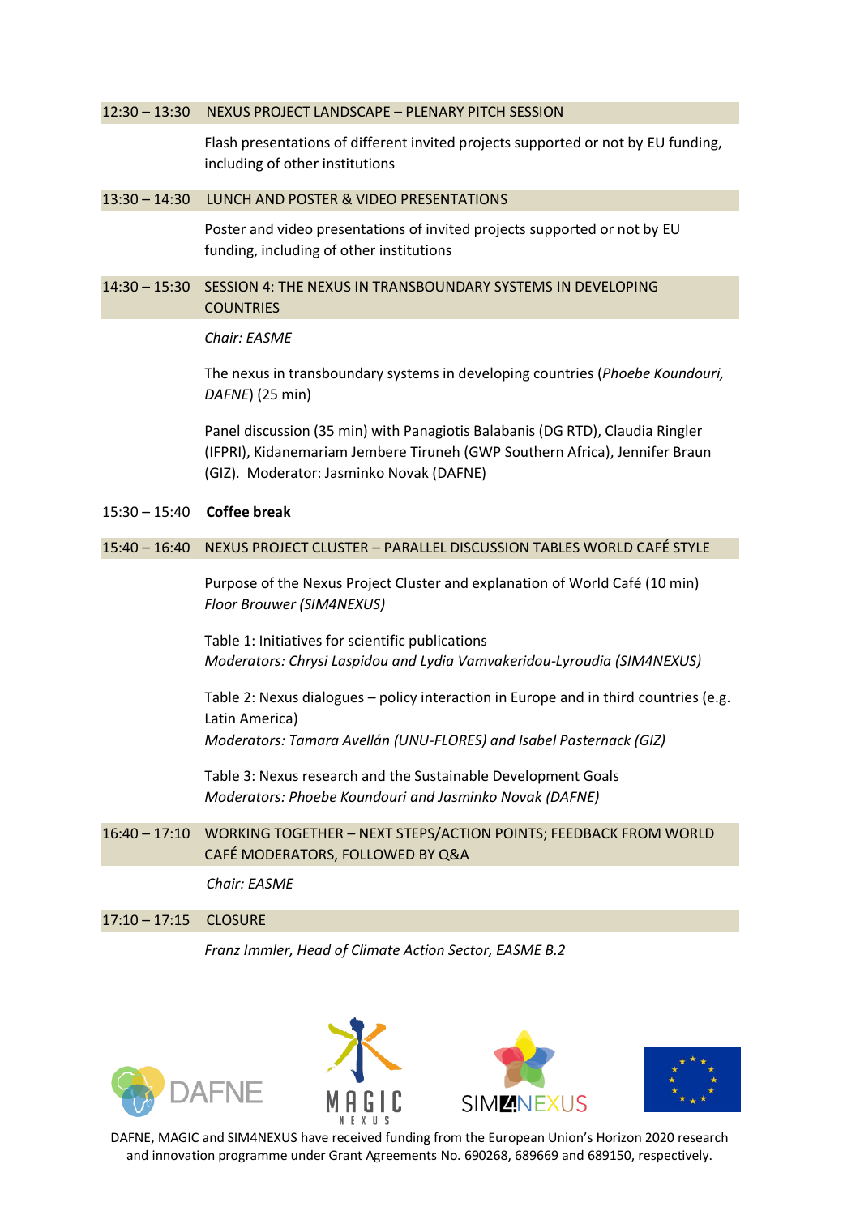**12:30 – 13:30 NEXUS PROJECT LANDSCAPE – PLENARY PITCH SESSION**

Flash presentations of different invited projects supported or not by EU funding, including of other institutions

**13:30 – 14:30 LUNCH AND POSTER & VIDEO PRESENTATIONS**

Poster and video presentations of invited projects supported or not by EU funding, including of other institutions

**14:30 – 15:30 SESSION 4: THE NEXUS IN TRANSBOUNDARY SYSTEMS IN DEVELOPING COUNTRIES**

*Chair: EASME*

The nexus in transboundary systems in developing countries (*Phoebe Koundouri, DAFNE*) (25 min)

Panel discussion (35 min) with Panagiotis Balabanis (DG RTD), Claudia Ringler (IFPRI), Kidanemariam Jembere Tiruneh (GWP Southern Africa), Jennifer Braun (GIZ). Moderator: Jasminko Novak (DAFNE)

15:30 – 15:40 **Coffee break**

**15:40 – 16:40 NEXUS PROJECT CLUSTER – PARALLEL DISCUSSION TABLES WORLD CAFÉ STYLE**

Purpose of the Nexus Project Cluster and explanation of World Café (10 min)
*Floor Brouwer (SIM4NEXUS)*

Table 1: Initiatives for scientific publications
*Moderators: Chrysi Laspidou and Lydia Vamvakeridou-Lyroudia (SIM4NEXUS)*

Table 2: Nexus dialogues – policy interaction in Europe and in third countries (e.g. Latin America)
*Moderators: Tamara Avellán (UNU-FLORES) and Isabel Pasternack (GIZ)*

Table 3: Nexus research and the Sustainable Development Goals
*Moderators: Phoebe Koundouri and Jasminko Novak (DAFNE)*

**16:40 – 17:10 WORKING TOGETHER – NEXT STEPS/ACTION POINTS; FEEDBACK FROM WORLD CAFÉ MODERATORS, FOLLOWED BY Q&A**

*Chair: EASME*

**17:10 – 17:15 CLOSURE**

*Franz Immler, Head of Climate Action Sector, EASME B.2*

DAFNE, MAGIC and SIM4NEXUS have received funding from the European Union's Horizon 2020 research and innovation programme under Grant Agreements No. 690268, 689669 and 689150, respectively.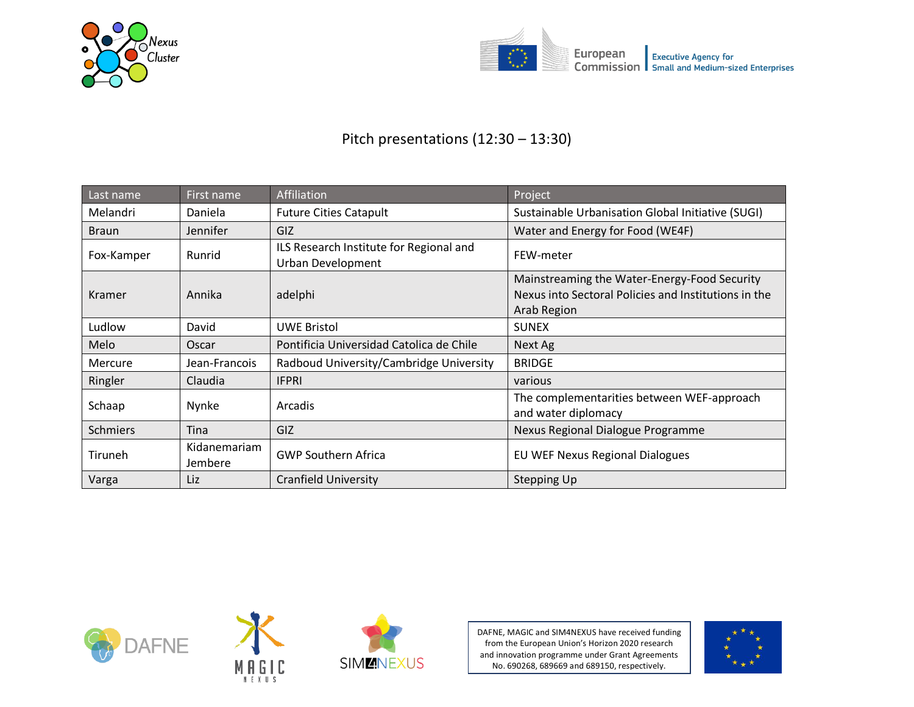## Pitch presentations (12:30 – 13:30)

| Last name | First name | Affiliation | Project |
|---|---|---|---|
| Melandri | Daniela | Future Cities Catapult | Sustainable Urbanisation Global Initiative (SUGI) |
| Braun | Jennifer | GIZ | Water and Energy for Food (WE4F) |
| Fox-Kamper | Runrid | ILS Research Institute for Regional and Urban Development | FEW-meter |
| Kramer | Annika | adelphi | Mainstreaming the Water-Energy-Food Security Nexus into Sectoral Policies and Institutions in the Arab Region |
| Ludlow | David | UWE Bristol | SUNEX |
| Melo | Oscar | Pontificia Universidad Catolica de Chile | Next Ag |
| Mercure | Jean-Francois | Radboud University/Cambridge University | BRIDGE |
| Ringler | Claudia | IFPRI | various |
| Schaap | Nynke | Arcadis | The complementarities between WEF-approach and water diplomacy |
| Schmiers | Tina | GIZ | Nexus Regional Dialogue Programme |
| Tiruneh | Kidanemariam Jembere | GWP Southern Africa | EU WEF Nexus Regional Dialogues |
| Varga | Liz | Cranfield University | Stepping Up |

DAFNE, MAGIC and SIM4NEXUS have received funding from the European Union's Horizon 2020 research and innovation programme under Grant Agreements No. 690268, 689669 and 689150, respectively.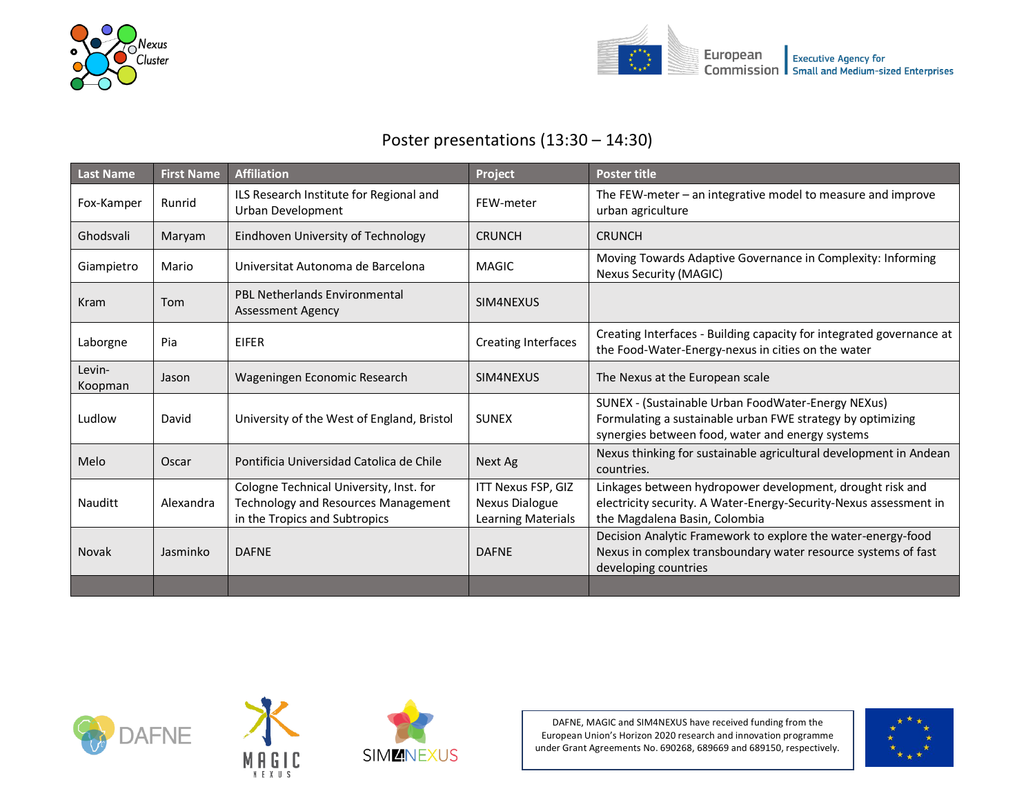## Poster presentations (13:30 – 14:30)

| Last Name | First Name | Affiliation | Project | Poster title |
|---|---|---|---|---|
| Fox-Kamper | Runrid | ILS Research Institute for Regional and Urban Development | FEW-meter | The FEW-meter – an integrative model to measure and improve urban agriculture |
| Ghodsvali | Maryam | Eindhoven University of Technology | CRUNCH | CRUNCH |
| Giampietro | Mario | Universitat Autonoma de Barcelona | MAGIC | Moving Towards Adaptive Governance in Complexity: Informing Nexus Security (MAGIC) |
| Kram | Tom | PBL Netherlands Environmental Assessment Agency | SIM4NEXUS | |
| Laborgne | Pia | EIFER | Creating Interfaces | Creating Interfaces - Building capacity for integrated governance at the Food-Water-Energy-nexus in cities on the water |
| Levin-Koopman | Jason | Wageningen Economic Research | SIM4NEXUS | The Nexus at the European scale |
| Ludlow | David | University of the West of England, Bristol | SUNEX | SUNEX - (Sustainable Urban FoodWater-Energy NEXus) Formulating a sustainable urban FWE strategy by optimizing synergies between food, water and energy systems |
| Melo | Oscar | Pontificia Universidad Catolica de Chile | Next Ag | Nexus thinking for sustainable agricultural development in Andean countries. |
| Nauditt | Alexandra | Cologne Technical University, Inst. for Technology and Resources Management in the Tropics and Subtropics | ITT Nexus FSP, GIZ Nexus Dialogue Learning Materials | Linkages between hydropower development, drought risk and electricity security. A Water-Energy-Security-Nexus assessment in the Magdalena Basin, Colombia |
| Novak | Jasminko | DAFNE | DAFNE | Decision Analytic Framework to explore the water-energy-food Nexus in complex transboundary water resource systems of fast developing countries |
| | | | | |

DAFNE, MAGIC and SIM4NEXUS have received funding from the European Union's Horizon 2020 research and innovation programme under Grant Agreements No. 690268, 689669 and 689150, respectively.